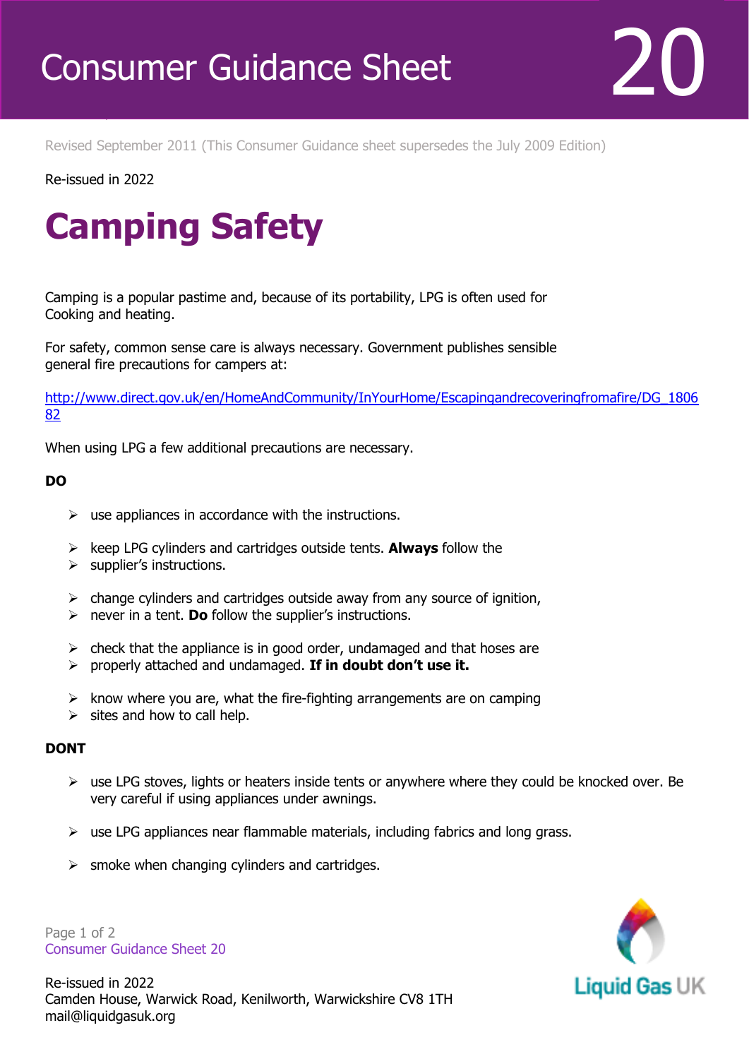# Consumer Guidance Sheet 20

Revised September 2011 (This Consumer Guidance sheet supersedes the July 2009 Edition)

Re-issued in 2022

# Camping Safety

Camping is a popular pastime and, because of its portability, LPG is often used for Cooking and heating.

For safety, common sense care is always necessary. Government publishes sensible general fire precautions for campers at:

[http://www.direct.gov.uk/en/HomeAndCommunity/InYourHome/Escapingandrecoveringfromafire/DG_180682](http://www.direct.gov.uk/en/HomeAndCommunity/InYourHome/Escapingandrecoveringfromafire/DG_180682)

When using LPG a few additional precautions are necessary.

**DO**

- use appliances in accordance with the instructions.
- keep LPG cylinders and cartridges outside tents. **Always** follow the supplier's instructions.
- change cylinders and cartridges outside away from any source of ignition, never in a tent. **Do** follow the supplier's instructions.
- check that the appliance is in good order, undamaged and that hoses are properly attached and undamaged. **If in doubt don't use it.**
- know where you are, what the fire-fighting arrangements are on camping sites and how to call help.

**DONT**

- use LPG stoves, lights or heaters inside tents or anywhere where they could be knocked over. Be very careful if using appliances under awnings.
- use LPG appliances near flammable materials, including fabrics and long grass.
- smoke when changing cylinders and cartridges.

Re-issued in 2022
Camden House, Warwick Road, Kenilworth, Warwickshire CV8 1TH
mail@liquidgasuk.org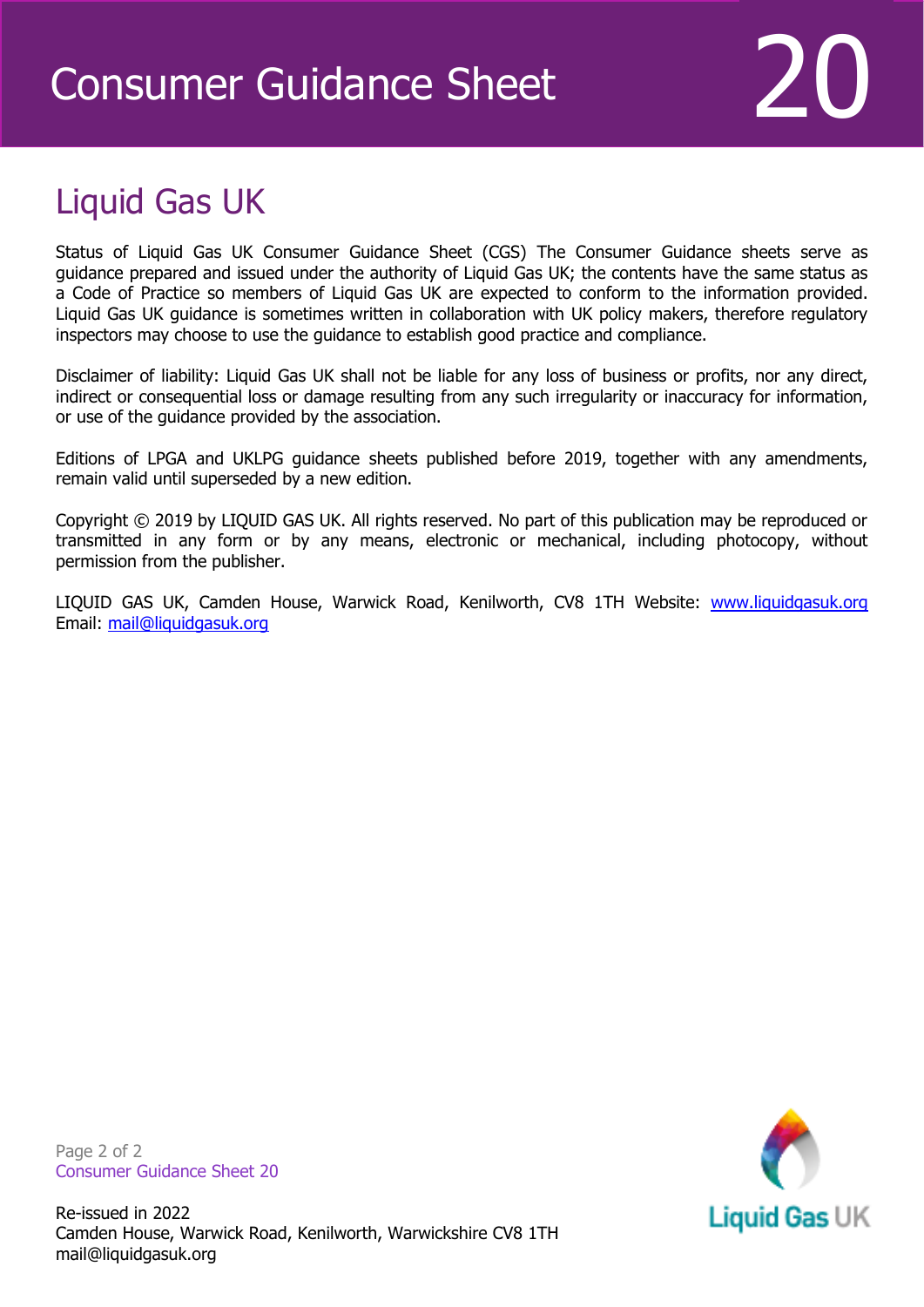# Consumer Guidance Sheet 20

## Liquid Gas UK

Status of Liquid Gas UK Consumer Guidance Sheet (CGS) The Consumer Guidance sheets serve as guidance prepared and issued under the authority of Liquid Gas UK; the contents have the same status as a Code of Practice so members of Liquid Gas UK are expected to conform to the information provided. Liquid Gas UK guidance is sometimes written in collaboration with UK policy makers, therefore regulatory inspectors may choose to use the guidance to establish good practice and compliance.

Disclaimer of liability: Liquid Gas UK shall not be liable for any loss of business or profits, nor any direct, indirect or consequential loss or damage resulting from any such irregularity or inaccuracy for information, or use of the guidance provided by the association.

Editions of LPGA and UKLPG guidance sheets published before 2019, together with any amendments, remain valid until superseded by a new edition.

Copyright © 2019 by LIQUID GAS UK. All rights reserved. No part of this publication may be reproduced or transmitted in any form or by any means, electronic or mechanical, including photocopy, without permission from the publisher.

LIQUID GAS UK, Camden House, Warwick Road, Kenilworth, CV8 1TH Website: www.liquidgasuk.org Email: mail@liquidgasuk.org

Re-issued in 2022
Camden House, Warwick Road, Kenilworth, Warwickshire CV8 1TH
mail@liquidgasuk.org